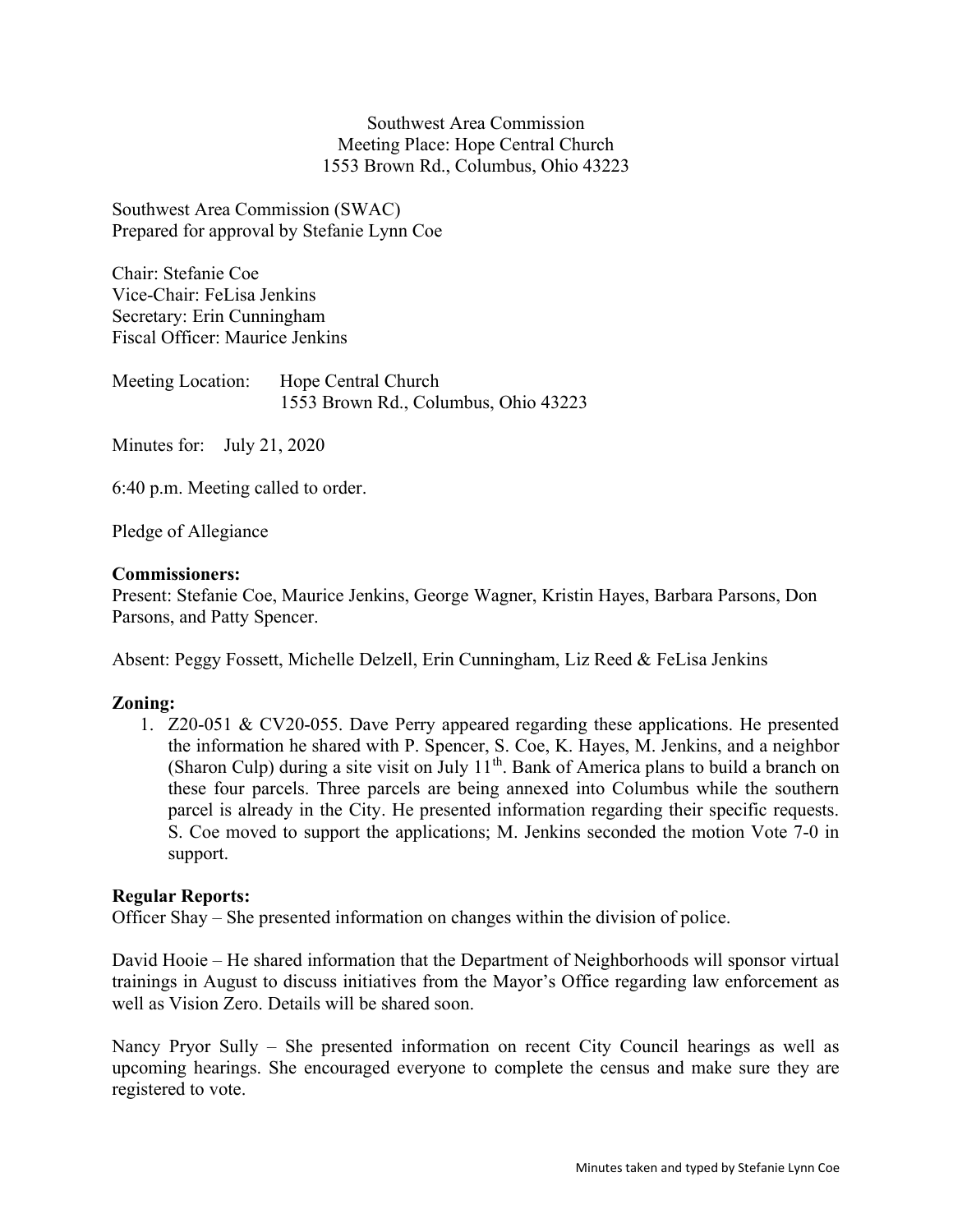Southwest Area Commission
Meeting Place: Hope Central Church
1553 Brown Rd., Columbus, Ohio 43223

Southwest Area Commission (SWAC)
Prepared for approval by Stefanie Lynn Coe

Chair: Stefanie Coe
Vice-Chair: FeLisa Jenkins
Secretary: Erin Cunningham
Fiscal Officer: Maurice Jenkins

Meeting Location: Hope Central Church
1553 Brown Rd., Columbus, Ohio 43223

Minutes for: July 21, 2020

6:40 p.m. Meeting called to order.

Pledge of Allegiance

**Commissioners:**
Present: Stefanie Coe, Maurice Jenkins, George Wagner, Kristin Hayes, Barbara Parsons, Don Parsons, and Patty Spencer.

Absent: Peggy Fossett, Michelle Delzell, Erin Cunningham, Liz Reed & FeLisa Jenkins

**Zoning:**

1. Z20-051 & CV20-055. Dave Perry appeared regarding these applications. He presented the information he shared with P. Spencer, S. Coe, K. Hayes, M. Jenkins, and a neighbor (Sharon Culp) during a site visit on July 11th. Bank of America plans to build a branch on these four parcels. Three parcels are being annexed into Columbus while the southern parcel is already in the City. He presented information regarding their specific requests. S. Coe moved to support the applications; M. Jenkins seconded the motion Vote 7-0 in support.

**Regular Reports:**
Officer Shay – She presented information on changes within the division of police.

David Hooie – He shared information that the Department of Neighborhoods will sponsor virtual trainings in August to discuss initiatives from the Mayor's Office regarding law enforcement as well as Vision Zero. Details will be shared soon.

Nancy Pryor Sully – She presented information on recent City Council hearings as well as upcoming hearings. She encouraged everyone to complete the census and make sure they are registered to vote.

Minutes taken and typed by Stefanie Lynn Coe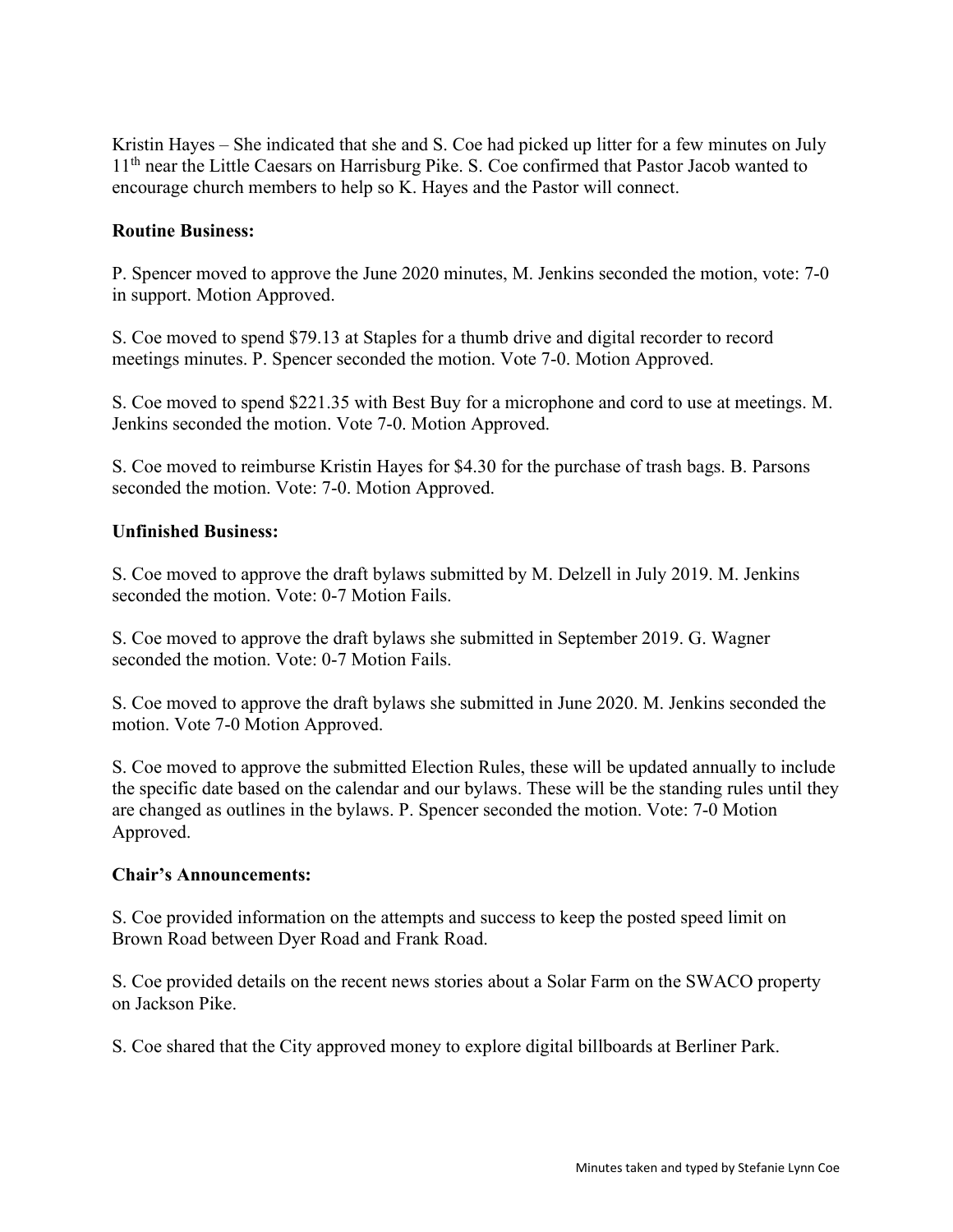Kristin Hayes – She indicated that she and S. Coe had picked up litter for a few minutes on July 11th near the Little Caesars on Harrisburg Pike. S. Coe confirmed that Pastor Jacob wanted to encourage church members to help so K. Hayes and the Pastor will connect.

**Routine Business:**

P. Spencer moved to approve the June 2020 minutes, M. Jenkins seconded the motion, vote: 7-0 in support. Motion Approved.

S. Coe moved to spend $79.13 at Staples for a thumb drive and digital recorder to record meetings minutes. P. Spencer seconded the motion. Vote 7-0. Motion Approved.

S. Coe moved to spend $221.35 with Best Buy for a microphone and cord to use at meetings. M. Jenkins seconded the motion. Vote 7-0. Motion Approved.

S. Coe moved to reimburse Kristin Hayes for $4.30 for the purchase of trash bags. B. Parsons seconded the motion. Vote: 7-0. Motion Approved.

**Unfinished Business:**

S. Coe moved to approve the draft bylaws submitted by M. Delzell in July 2019. M. Jenkins seconded the motion. Vote: 0-7 Motion Fails.

S. Coe moved to approve the draft bylaws she submitted in September 2019. G. Wagner seconded the motion. Vote: 0-7 Motion Fails.

S. Coe moved to approve the draft bylaws she submitted in June 2020. M. Jenkins seconded the motion. Vote 7-0 Motion Approved.

S. Coe moved to approve the submitted Election Rules, these will be updated annually to include the specific date based on the calendar and our bylaws. These will be the standing rules until they are changed as outlines in the bylaws. P. Spencer seconded the motion. Vote: 7-0 Motion Approved.

**Chair's Announcements:**

S. Coe provided information on the attempts and success to keep the posted speed limit on Brown Road between Dyer Road and Frank Road.

S. Coe provided details on the recent news stories about a Solar Farm on the SWACO property on Jackson Pike.

S. Coe shared that the City approved money to explore digital billboards at Berliner Park.

Minutes taken and typed by Stefanie Lynn Coe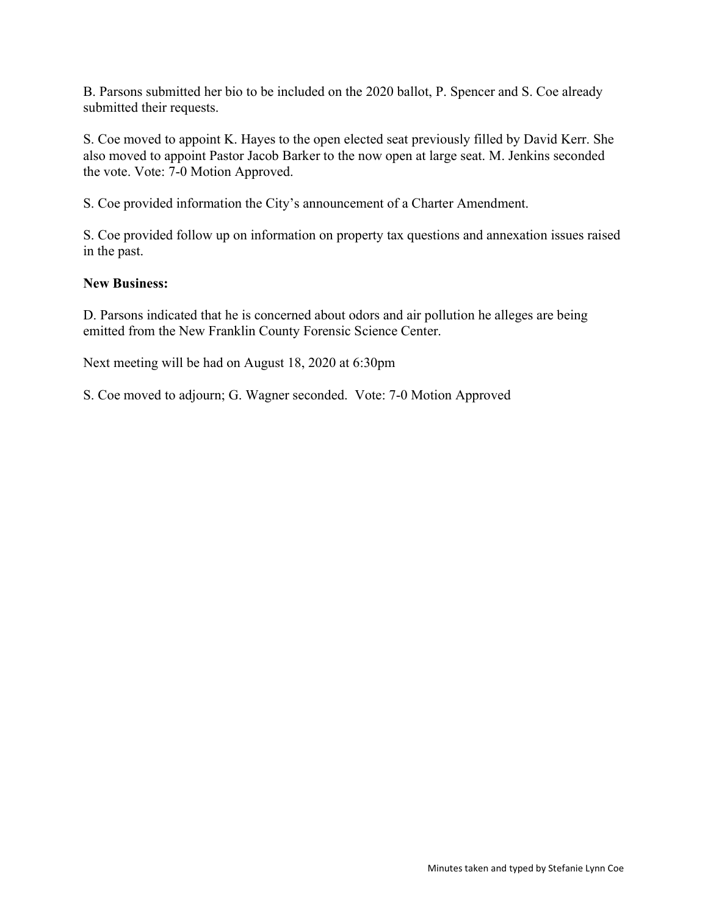B. Parsons submitted her bio to be included on the 2020 ballot, P. Spencer and S. Coe already submitted their requests.

S. Coe moved to appoint K. Hayes to the open elected seat previously filled by David Kerr. She also moved to appoint Pastor Jacob Barker to the now open at large seat. M. Jenkins seconded the vote. Vote: 7-0 Motion Approved.

S. Coe provided information the City's announcement of a Charter Amendment.

S. Coe provided follow up on information on property tax questions and annexation issues raised in the past.

**New Business:**

D. Parsons indicated that he is concerned about odors and air pollution he alleges are being emitted from the New Franklin County Forensic Science Center.

Next meeting will be had on August 18, 2020 at 6:30pm

S. Coe moved to adjourn; G. Wagner seconded. Vote: 7-0 Motion Approved

Minutes taken and typed by Stefanie Lynn Coe